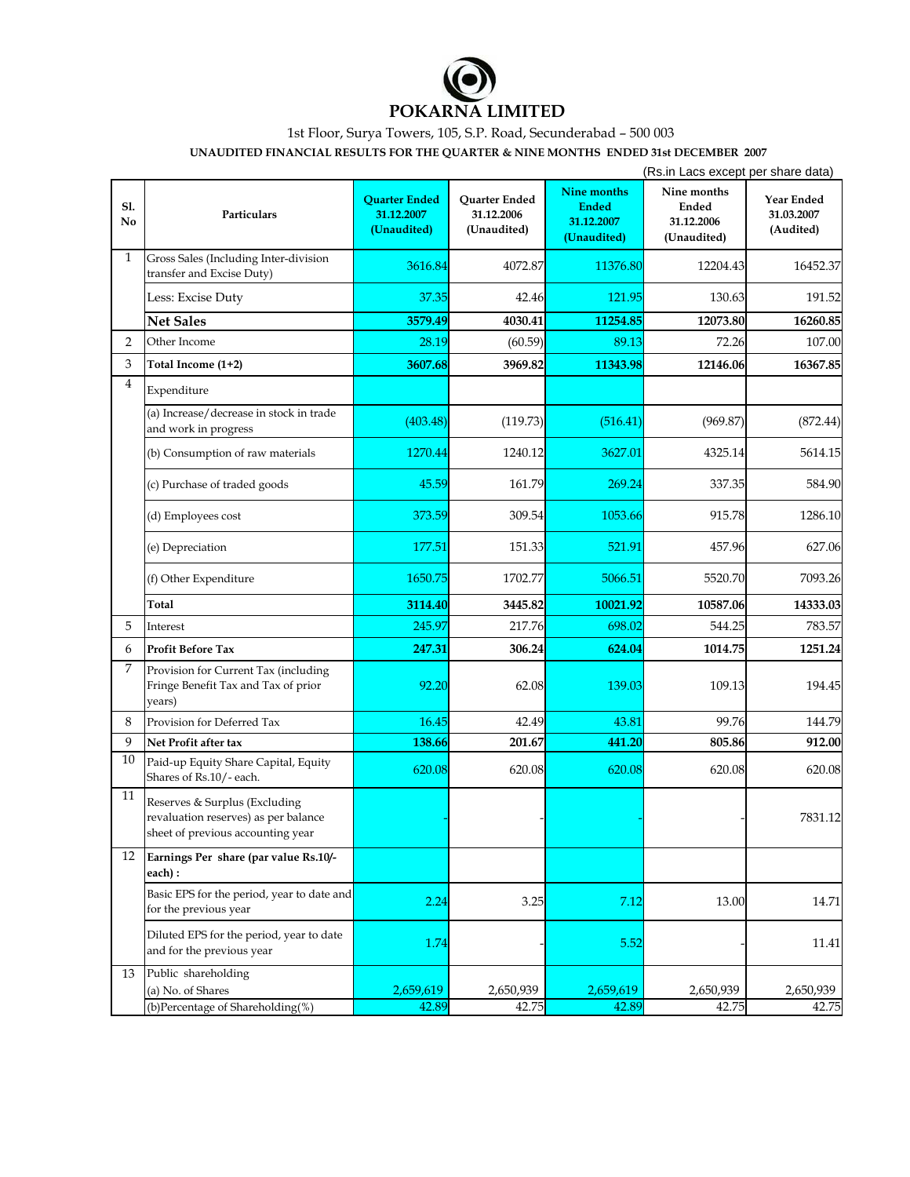# POKARNA LIMITED

1st Floor, Surya Towers, 105, S.P. Road, Secunderabad – 500 003

**UNAUDITED FINANCIAL RESULTS FOR THE QUARTER & NINE MONTHS ENDED 31st DECEMBER 2007**

(Rs.in Lacs except per share data)

| Sl. No | Particulars | Quarter Ended 31.12.2007 (Unaudited) | Quarter Ended 31.12.2006 (Unaudited) | Nine months Ended 31.12.2007 (Unaudited) | Nine months Ended 31.12.2006 (Unaudited) | Year Ended 31.03.2007 (Audited) |
|---|---|---|---|---|---|---|
| 1 | Gross Sales (Including Inter-division transfer and Excise Duty) | 3616.84 | 4072.87 | 11376.80 | 12204.43 | 16452.37 |
| | Less: Excise Duty | 37.35 | 42.46 | 121.95 | 130.63 | 191.52 |
| | **Net Sales** | **3579.49** | **4030.41** | **11254.85** | **12073.80** | **16260.85** |
| 2 | Other Income | 28.19 | (60.59) | 89.13 | 72.26 | 107.00 |
| 3 | **Total Income (1+2)** | **3607.68** | **3969.82** | **11343.98** | **12146.06** | **16367.85** |
| 4 | Expenditure | | | | | |
| | (a) Increase/decrease in stock in trade and work in progress | (403.48) | (119.73) | (516.41) | (969.87) | (872.44) |
| | (b) Consumption of raw materials | 1270.44 | 1240.12 | 3627.01 | 4325.14 | 5614.15 |
| | (c) Purchase of traded goods | 45.59 | 161.79 | 269.24 | 337.35 | 584.90 |
| | (d) Employees cost | 373.59 | 309.54 | 1053.66 | 915.78 | 1286.10 |
| | (e) Depreciation | 177.51 | 151.33 | 521.91 | 457.96 | 627.06 |
| | (f) Other Expenditure | 1650.75 | 1702.77 | 5066.51 | 5520.70 | 7093.26 |
| | **Total** | **3114.40** | **3445.82** | **10021.92** | **10587.06** | **14333.03** |
| 5 | Interest | 245.97 | 217.76 | 698.02 | 544.25 | 783.57 |
| 6 | **Profit Before Tax** | **247.31** | **306.24** | **624.04** | **1014.75** | **1251.24** |
| 7 | Provision for Current Tax (including Fringe Benefit Tax and Tax of prior years) | 92.20 | 62.08 | 139.03 | 109.13 | 194.45 |
| 8 | Provision for Deferred Tax | 16.45 | 42.49 | 43.81 | 99.76 | 144.79 |
| 9 | **Net Profit after tax** | **138.66** | **201.67** | **441.20** | **805.86** | **912.00** |
| 10 | Paid-up Equity Share Capital, Equity Shares of Rs.10/- each. | 620.08 | 620.08 | 620.08 | 620.08 | 620.08 |
| 11 | Reserves & Surplus (Excluding revaluation reserves) as per balance sheet of previous accounting year | - | - | - | - | 7831.12 |
| 12 | **Earnings Per share (par value Rs.10/- each) :** | | | | | |
| | Basic EPS for the period, year to date and for the previous year | 2.24 | 3.25 | 7.12 | 13.00 | 14.71 |
| | Diluted EPS for the period, year to date and for the previous year | 1.74 | - | 5.52 | - | 11.41 |
| 13 | Public shareholding<br>(a) No. of Shares | 2,659,619 | 2,650,939 | 2,659,619 | 2,650,939 | 2,650,939 |
| | (b)Percentage of Shareholding(%) | 42.89 | 42.75 | 42.89 | 42.75 | 42.75 |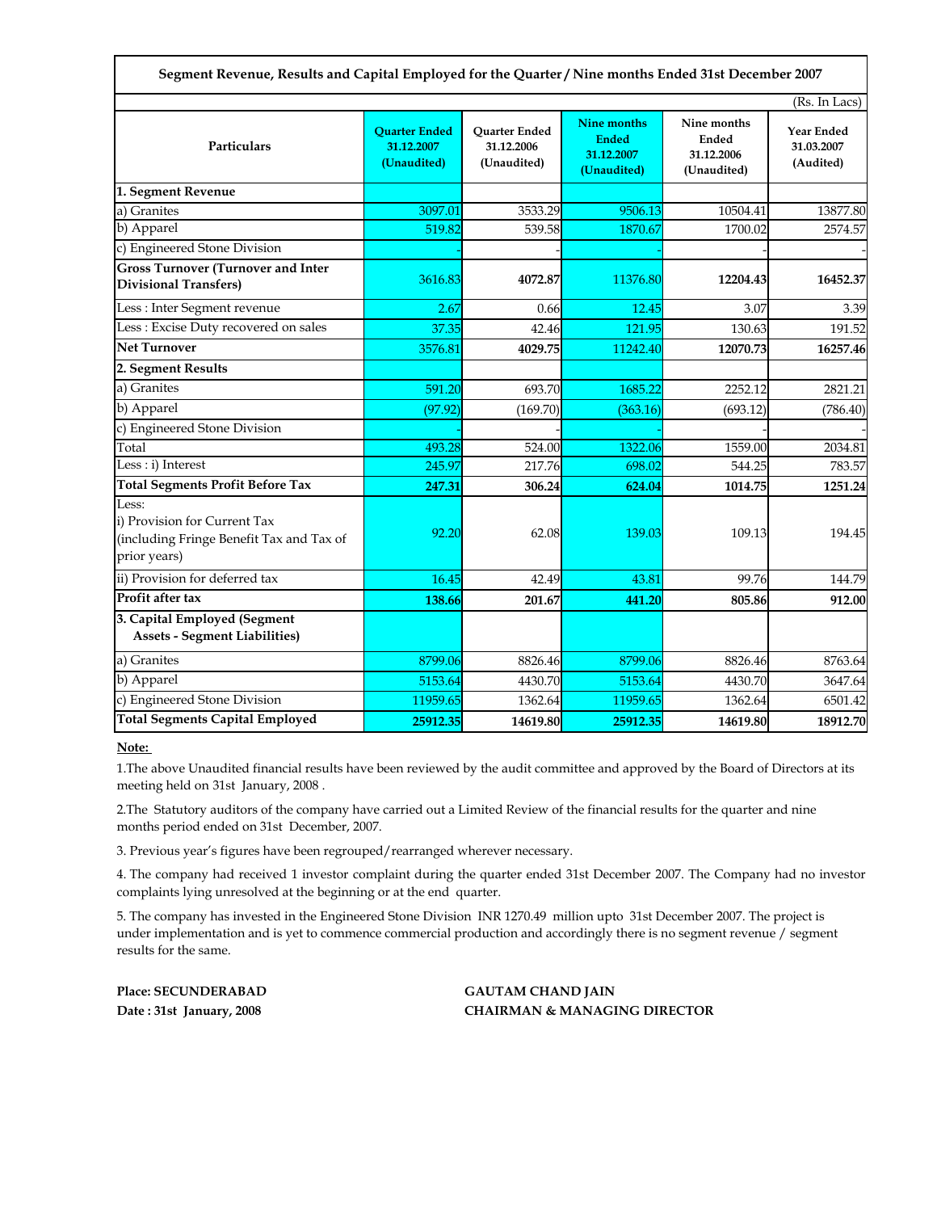## Segment Revenue, Results and Capital Employed for the Quarter / Nine months Ended 31st December 2007

(Rs. In Lacs)

| Particulars | Quarter Ended 31.12.2007 (Unaudited) | Quarter Ended 31.12.2006 (Unaudited) | Nine months Ended 31.12.2007 (Unaudited) | Nine months Ended 31.12.2006 (Unaudited) | Year Ended 31.03.2007 (Audited) |
|---|---|---|---|---|---|
| **1. Segment Revenue** | | | | | |
| a) Granites | 3097.01 | 3533.29 | 9506.13 | 10504.41 | 13877.80 |
| b) Apparel | 519.82 | 539.58 | 1870.67 | 1700.02 | 2574.57 |
| c) Engineered Stone Division | - | - | - | - | - |
| **Gross Turnover (Turnover and Inter Divisional Transfers)** | 3616.83 | **4072.87** | 11376.80 | **12204.43** | **16452.37** |
| Less : Inter Segment revenue | 2.67 | 0.66 | 12.45 | 3.07 | 3.39 |
| Less : Excise Duty recovered on sales | 37.35 | 42.46 | 121.95 | 130.63 | 191.52 |
| **Net Turnover** | 3576.81 | **4029.75** | 11242.40 | **12070.73** | **16257.46** |
| **2. Segment Results** | | | | | |
| a) Granites | 591.20 | 693.70 | 1685.22 | 2252.12 | 2821.21 |
| b) Apparel | (97.92) | (169.70) | (363.16) | (693.12) | (786.40) |
| c) Engineered Stone Division | - | - | - | - | - |
| Total | 493.28 | 524.00 | 1322.06 | 1559.00 | 2034.81 |
| Less : i) Interest | 245.97 | 217.76 | 698.02 | 544.25 | 783.57 |
| **Total Segments Profit Before Tax** | **247.31** | **306.24** | **624.04** | **1014.75** | **1251.24** |
| Less:<br>i) Provision for Current Tax (including Fringe Benefit Tax and Tax of prior years) | 92.20 | 62.08 | 139.03 | 109.13 | 194.45 |
| ii) Provision for deferred tax | 16.45 | 42.49 | 43.81 | 99.76 | 144.79 |
| **Profit after tax** | **138.66** | **201.67** | **441.20** | **805.86** | **912.00** |
| **3. Capital Employed (Segment Assets - Segment Liabilities)** | | | | | |
| a) Granites | 8799.06 | 8826.46 | 8799.06 | 8826.46 | 8763.64 |
| b) Apparel | 5153.64 | 4430.70 | 5153.64 | 4430.70 | 3647.64 |
| c) Engineered Stone Division | 11959.65 | 1362.64 | 11959.65 | 1362.64 | 6501.42 |
| **Total Segments Capital Employed** | **25912.35** | **14619.80** | **25912.35** | **14619.80** | **18912.70** |

**Note:**

1.The above Unaudited financial results have been reviewed by the audit committee and approved by the Board of Directors at its meeting held on 31st January, 2008 .

2.The Statutory auditors of the company have carried out a Limited Review of the financial results for the quarter and nine months period ended on 31st December, 2007.

3. Previous year's figures have been regrouped/rearranged wherever necessary.

4. The company had received 1 investor complaint during the quarter ended 31st December 2007. The Company had no investor complaints lying unresolved at the beginning or at the end quarter.

5. The company has invested in the Engineered Stone Division INR 1270.49 million upto 31st December 2007. The project is under implementation and is yet to commence commercial production and accordingly there is no segment revenue / segment results for the same.

**Place: SECUNDERABAD**
**Date : 31st January, 2008**

**GAUTAM CHAND JAIN**
**CHAIRMAN & MANAGING DIRECTOR**